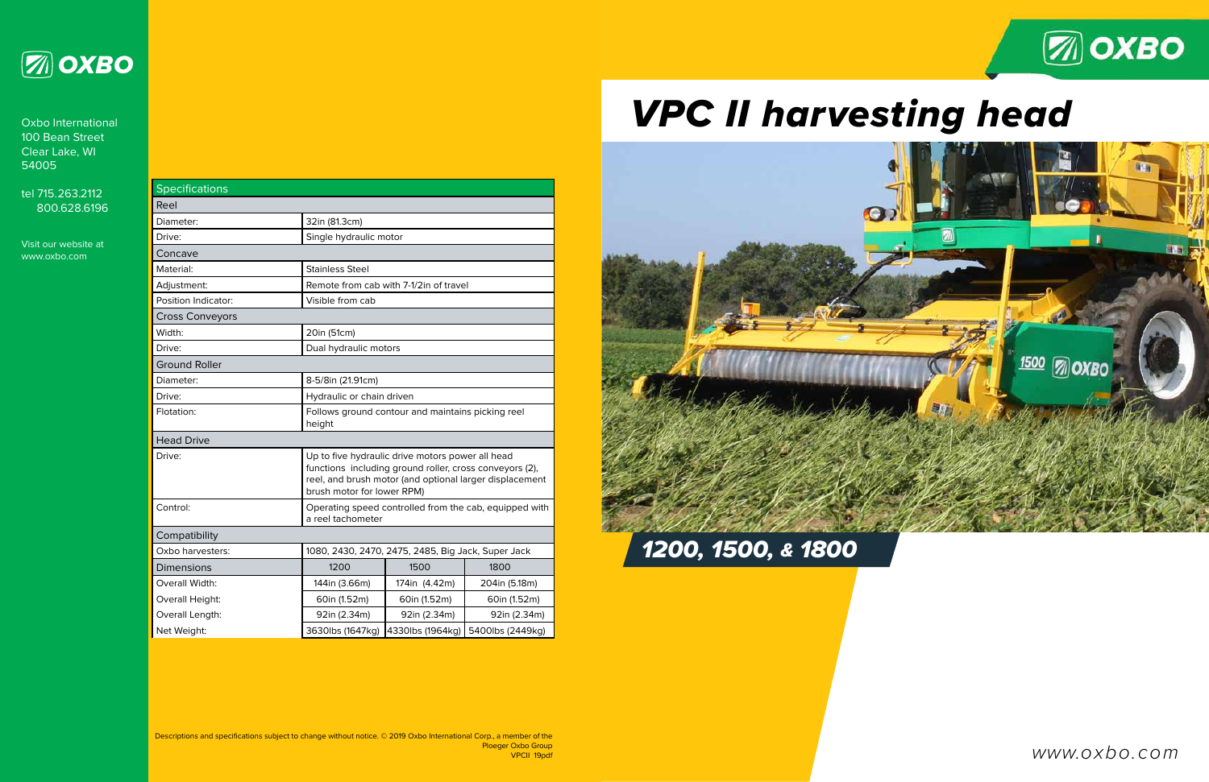# VPC II harvesting head

## 1200, 1500, & 1800

OXBO

Oxbo International
100 Bean Street
Clear Lake, WI
54005

tel 715.263.2112
800.628.6196

Visit our website at
www.oxbo.com

| Specifications | | | |
|---|---|---|---|
| **Reel** | | | |
| Diameter: | 32in (81.3cm) | | |
| Drive: | Single hydraulic motor | | |
| **Concave** | | | |
| Material: | Stainless Steel | | |
| Adjustment: | Remote from cab with 7-1/2in of travel | | |
| Position Indicator: | Visible from cab | | |
| **Cross Conveyors** | | | |
| Width: | 20in (51cm) | | |
| Drive: | Dual hydraulic motors | | |
| **Ground Roller** | | | |
| Diameter: | 8-5/8in (21.91cm) | | |
| Drive: | Hydraulic or chain driven | | |
| Flotation: | Follows ground contour and maintains picking reel height | | |
| **Head Drive** | | | |
| Drive: | Up to five hydraulic drive motors power all head functions including ground roller, cross conveyors (2), reel, and brush motor (and optional larger displacement brush motor for lower RPM) | | |
| Control: | Operating speed controlled from the cab, equipped with a reel tachometer | | |
| **Compatibility** | | | |
| Oxbo harvesters: | 1080, 2430, 2470, 2475, 2485, Big Jack, Super Jack | | |
| **Dimensions** | 1200 | 1500 | 1800 |
| Overall Width: | 144in (3.66m) | 174in (4.42m) | 204in (5.18m) |
| Overall Height: | 60in (1.52m) | 60in (1.52m) | 60in (1.52m) |
| Overall Length: | 92in (2.34m) | 92in (2.34m) | 92in (2.34m) |
| Net Weight: | 3630lbs (1647kg) | 4330lbs (1964kg) | 5400lbs (2449kg) |

Descriptions and specifications subject to change without notice. © 2019 Oxbo International Corp., a member of the Ploeger Oxbo Group
VPCII 19pdf

www.oxbo.com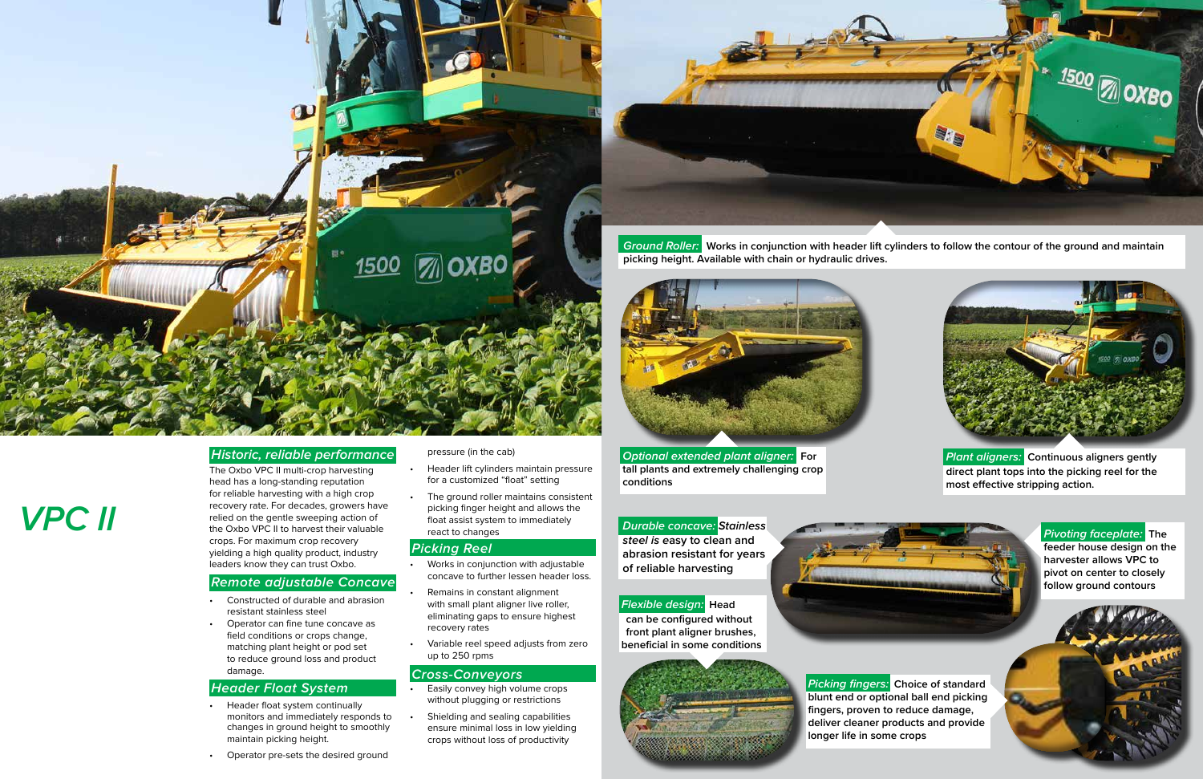# VPC II

## Historic, reliable performance

The Oxbo VPC II multi-crop harvesting head has a long-standing reputation for reliable harvesting with a high crop recovery rate. For decades, growers have relied on the gentle sweeping action of the Oxbo VPC II to harvest their valuable crops. For maximum crop recovery yielding a high quality product, industry leaders know they can trust Oxbo.

## Remote adjustable Concave

- Constructed of durable and abrasion resistant stainless steel
- Operator can fine tune concave as field conditions or crops change, matching plant height or pod set to reduce ground loss and product damage.

## Header Float System

- Header float system continually monitors and immediately responds to changes in ground height to smoothly maintain picking height.
- Operator pre-sets the desired ground pressure (in the cab)
- Header lift cylinders maintain pressure for a customized "float" setting
- The ground roller maintains consistent picking finger height and allows the float assist system to immediately react to changes

## Picking Reel

- Works in conjunction with adjustable concave to further lessen header loss.
- Remains in constant alignment with small plant aligner live roller, eliminating gaps to ensure highest recovery rates
- Variable reel speed adjusts from zero up to 250 rpms

## Cross-Conveyors

- Easily convey high volume crops without plugging or restrictions
- Shielding and sealing capabilities ensure minimal loss in low yielding crops without loss of productivity

*Ground Roller:* Works in conjunction with header lift cylinders to follow the contour of the ground and maintain picking height. Available with chain or hydraulic drives.

*Optional extended plant aligner:* For tall plants and extremely challenging crop conditions

*Plant aligners:* Continuous aligners gently direct plant tops into the picking reel for the most effective stripping action.

*Durable concave:* *Stainless steel is* easy to clean and abrasion resistant for years of reliable harvesting

*Pivoting faceplate:* The feeder house design on the harvester allows VPC to pivot on center to closely follow ground contours

*Flexible design:* Head can be configured without front plant aligner brushes, beneficial in some conditions

*Picking fingers:* Choice of standard blunt end or optional ball end picking fingers, proven to reduce damage, deliver cleaner products and provide longer life in some crops